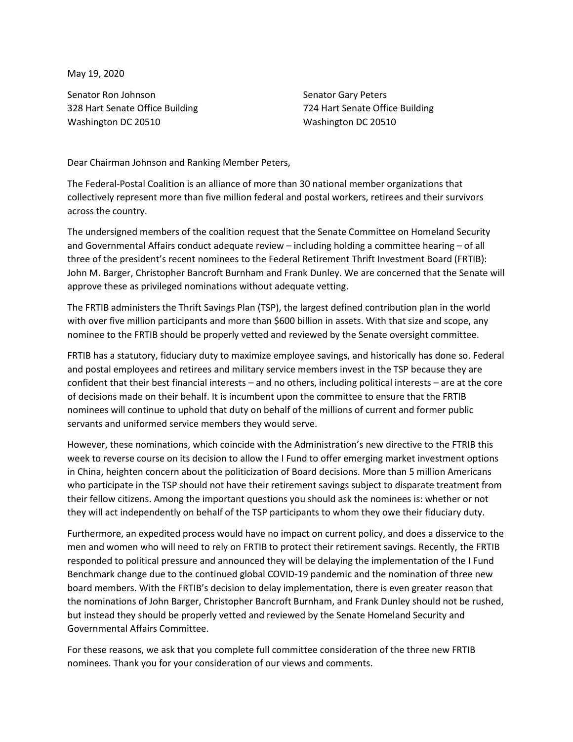May 19, 2020

Senator Ron Johnson
328 Hart Senate Office Building
Washington DC 20510

Senator Gary Peters
724 Hart Senate Office Building
Washington DC 20510

Dear Chairman Johnson and Ranking Member Peters,

The Federal-Postal Coalition is an alliance of more than 30 national member organizations that collectively represent more than five million federal and postal workers, retirees and their survivors across the country.

The undersigned members of the coalition request that the Senate Committee on Homeland Security and Governmental Affairs conduct adequate review – including holding a committee hearing – of all three of the president's recent nominees to the Federal Retirement Thrift Investment Board (FRTIB): John M. Barger, Christopher Bancroft Burnham and Frank Dunley. We are concerned that the Senate will approve these as privileged nominations without adequate vetting.

The FRTIB administers the Thrift Savings Plan (TSP), the largest defined contribution plan in the world with over five million participants and more than $600 billion in assets. With that size and scope, any nominee to the FRTIB should be properly vetted and reviewed by the Senate oversight committee.

FRTIB has a statutory, fiduciary duty to maximize employee savings, and historically has done so. Federal and postal employees and retirees and military service members invest in the TSP because they are confident that their best financial interests – and no others, including political interests – are at the core of decisions made on their behalf. It is incumbent upon the committee to ensure that the FRTIB nominees will continue to uphold that duty on behalf of the millions of current and former public servants and uniformed service members they would serve.

However, these nominations, which coincide with the Administration's new directive to the FTRIB this week to reverse course on its decision to allow the I Fund to offer emerging market investment options in China, heighten concern about the politicization of Board decisions. More than 5 million Americans who participate in the TSP should not have their retirement savings subject to disparate treatment from their fellow citizens. Among the important questions you should ask the nominees is: whether or not they will act independently on behalf of the TSP participants to whom they owe their fiduciary duty.

Furthermore, an expedited process would have no impact on current policy, and does a disservice to the men and women who will need to rely on FRTIB to protect their retirement savings. Recently, the FRTIB responded to political pressure and announced they will be delaying the implementation of the I Fund Benchmark change due to the continued global COVID-19 pandemic and the nomination of three new board members. With the FRTIB's decision to delay implementation, there is even greater reason that the nominations of John Barger, Christopher Bancroft Burnham, and Frank Dunley should not be rushed, but instead they should be properly vetted and reviewed by the Senate Homeland Security and Governmental Affairs Committee.

For these reasons, we ask that you complete full committee consideration of the three new FRTIB nominees. Thank you for your consideration of our views and comments.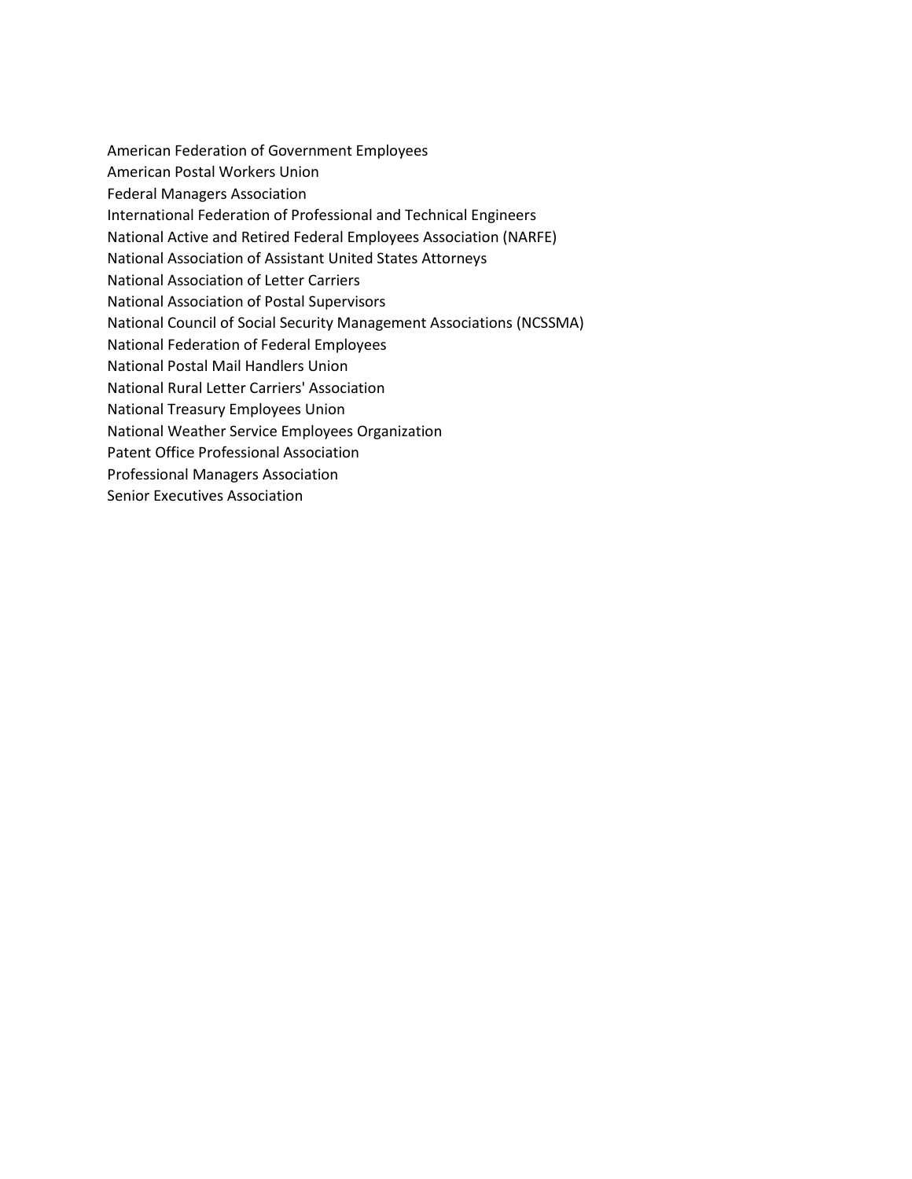American Federation of Government Employees
American Postal Workers Union
Federal Managers Association
International Federation of Professional and Technical Engineers
National Active and Retired Federal Employees Association (NARFE)
National Association of Assistant United States Attorneys
National Association of Letter Carriers
National Association of Postal Supervisors
National Council of Social Security Management Associations (NCSSMA)
National Federation of Federal Employees
National Postal Mail Handlers Union
National Rural Letter Carriers' Association
National Treasury Employees Union
National Weather Service Employees Organization
Patent Office Professional Association
Professional Managers Association
Senior Executives Association